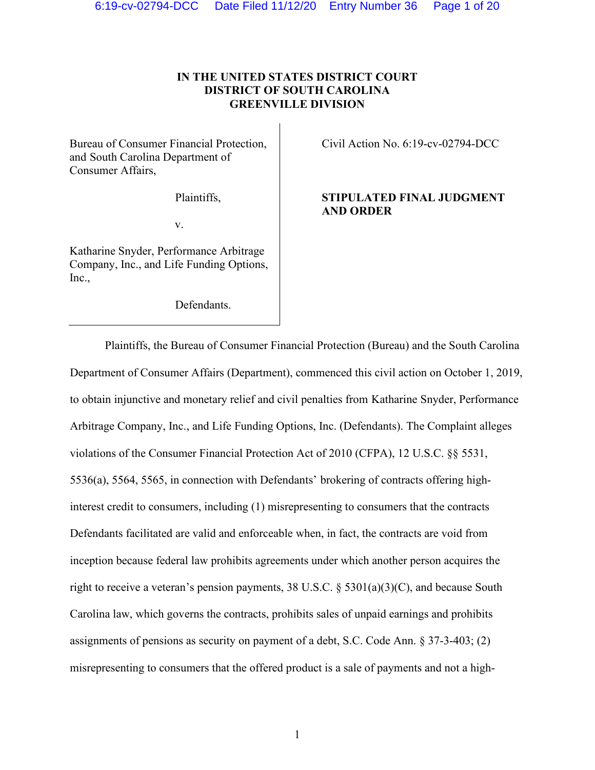**IN THE UNITED STATES DISTRICT COURT**
**DISTRICT OF SOUTH CAROLINA**
**GREENVILLE DIVISION**

Bureau of Consumer Financial Protection, and South Carolina Department of Consumer Affairs,

Plaintiffs,

v.

Katharine Snyder, Performance Arbitrage Company, Inc., and Life Funding Options, Inc.,

Defendants.

Civil Action No. 6:19-cv-02794-DCC

**STIPULATED FINAL JUDGMENT AND ORDER**

Plaintiffs, the Bureau of Consumer Financial Protection (Bureau) and the South Carolina Department of Consumer Affairs (Department), commenced this civil action on October 1, 2019, to obtain injunctive and monetary relief and civil penalties from Katharine Snyder, Performance Arbitrage Company, Inc., and Life Funding Options, Inc. (Defendants). The Complaint alleges violations of the Consumer Financial Protection Act of 2010 (CFPA), 12 U.S.C. §§ 5531, 5536(a), 5564, 5565, in connection with Defendants' brokering of contracts offering high-interest credit to consumers, including (1) misrepresenting to consumers that the contracts Defendants facilitated are valid and enforceable when, in fact, the contracts are void from inception because federal law prohibits agreements under which another person acquires the right to receive a veteran's pension payments, 38 U.S.C. § 5301(a)(3)(C), and because South Carolina law, which governs the contracts, prohibits sales of unpaid earnings and prohibits assignments of pensions as security on payment of a debt, S.C. Code Ann. § 37-3-403; (2) misrepresenting to consumers that the offered product is a sale of payments and not a high-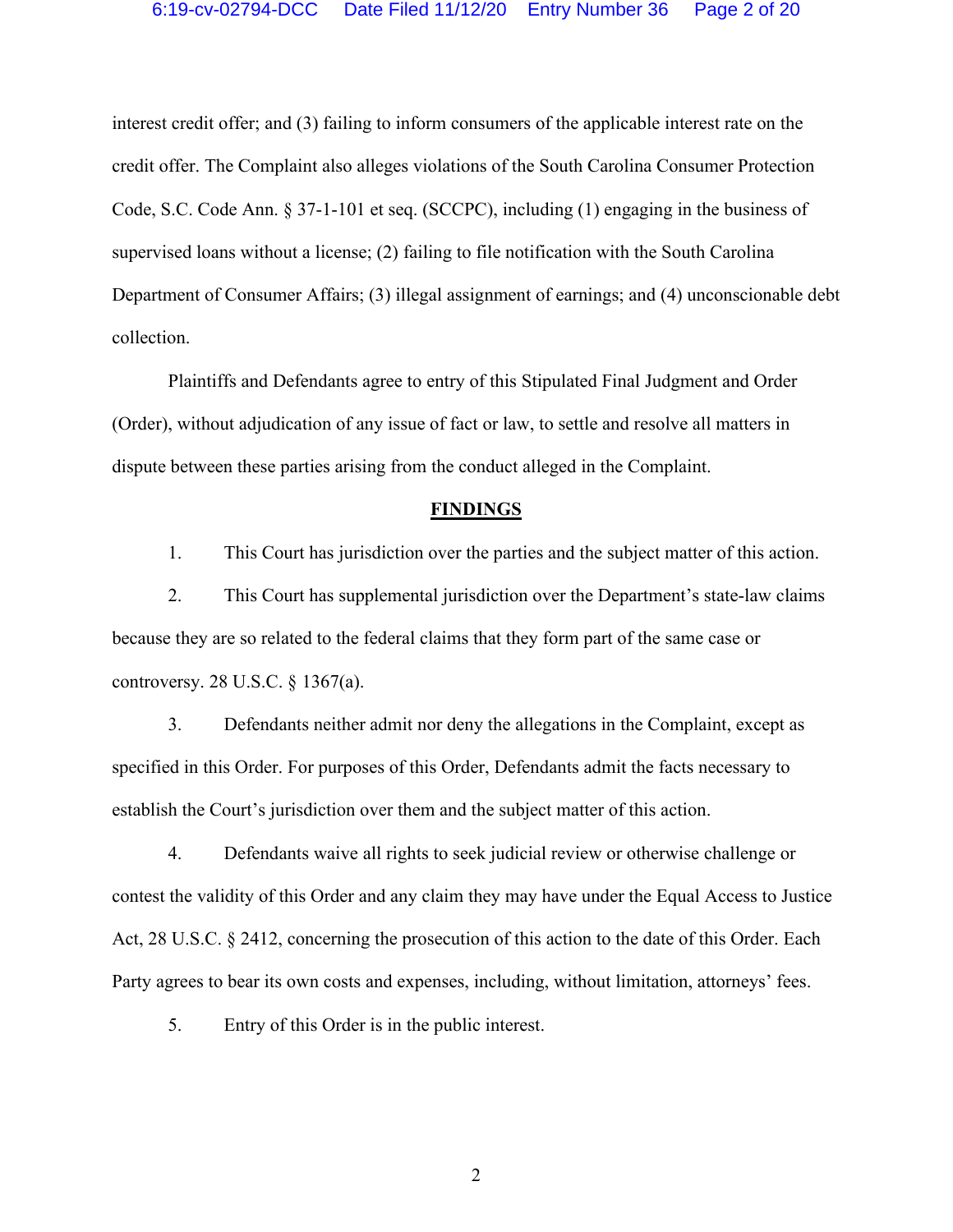interest credit offer; and (3) failing to inform consumers of the applicable interest rate on the credit offer. The Complaint also alleges violations of the South Carolina Consumer Protection Code, S.C. Code Ann. § 37-1-101 et seq. (SCCPC), including (1) engaging in the business of supervised loans without a license; (2) failing to file notification with the South Carolina Department of Consumer Affairs; (3) illegal assignment of earnings; and (4) unconscionable debt collection.

Plaintiffs and Defendants agree to entry of this Stipulated Final Judgment and Order (Order), without adjudication of any issue of fact or law, to settle and resolve all matters in dispute between these parties arising from the conduct alleged in the Complaint.

## FINDINGS

1. This Court has jurisdiction over the parties and the subject matter of this action.

2. This Court has supplemental jurisdiction over the Department's state-law claims because they are so related to the federal claims that they form part of the same case or controversy. 28 U.S.C. § 1367(a).

3. Defendants neither admit nor deny the allegations in the Complaint, except as specified in this Order. For purposes of this Order, Defendants admit the facts necessary to establish the Court's jurisdiction over them and the subject matter of this action.

4. Defendants waive all rights to seek judicial review or otherwise challenge or contest the validity of this Order and any claim they may have under the Equal Access to Justice Act, 28 U.S.C. § 2412, concerning the prosecution of this action to the date of this Order. Each Party agrees to bear its own costs and expenses, including, without limitation, attorneys' fees.

5. Entry of this Order is in the public interest.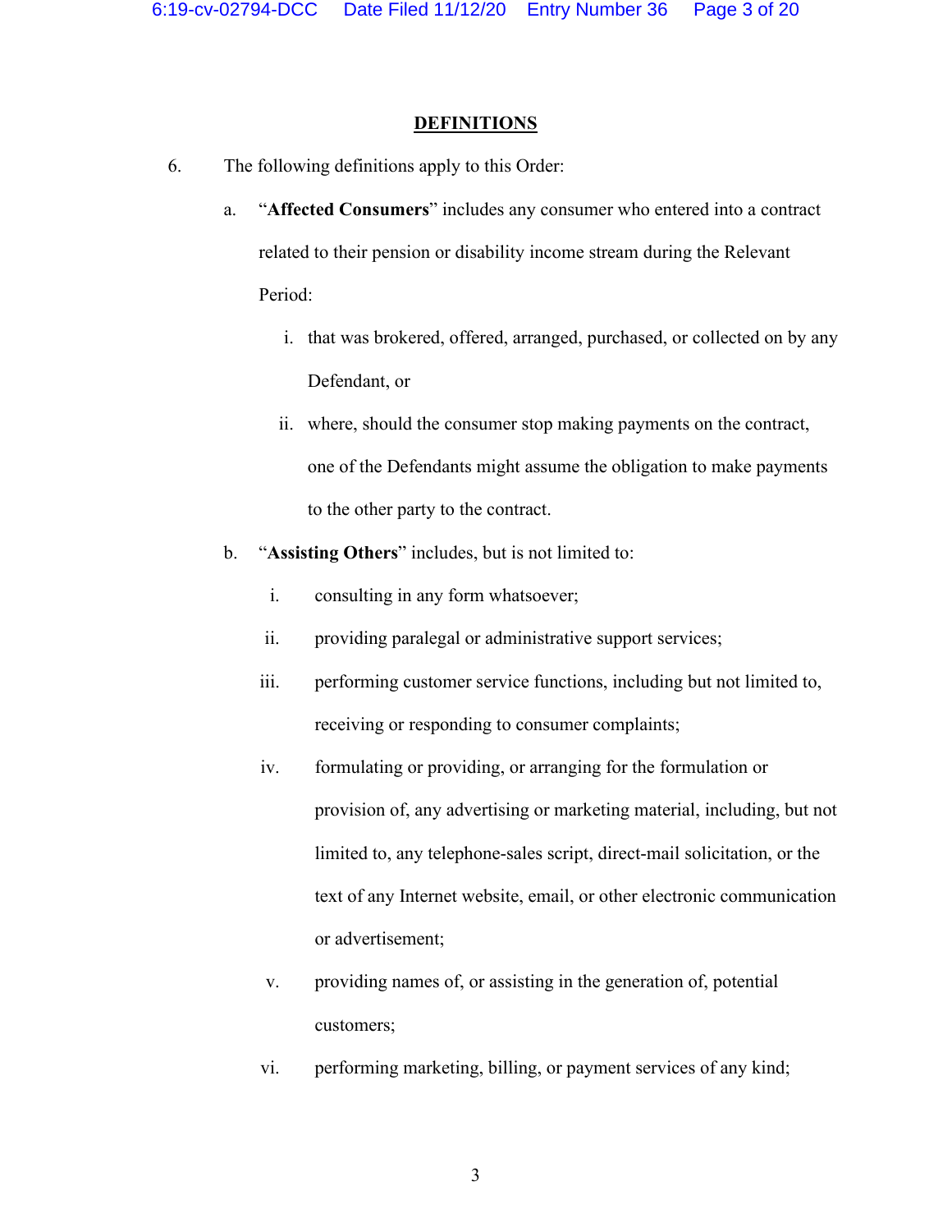## DEFINITIONS

6. The following definitions apply to this Order:

   a. "**Affected Consumers**" includes any consumer who entered into a contract related to their pension or disability income stream during the Relevant Period:

      i. that was brokered, offered, arranged, purchased, or collected on by any Defendant, or

      ii. where, should the consumer stop making payments on the contract, one of the Defendants might assume the obligation to make payments to the other party to the contract.

   b. "**Assisting Others**" includes, but is not limited to:

      i. consulting in any form whatsoever;

      ii. providing paralegal or administrative support services;

      iii. performing customer service functions, including but not limited to, receiving or responding to consumer complaints;

      iv. formulating or providing, or arranging for the formulation or provision of, any advertising or marketing material, including, but not limited to, any telephone-sales script, direct-mail solicitation, or the text of any Internet website, email, or other electronic communication or advertisement;

      v. providing names of, or assisting in the generation of, potential customers;

      vi. performing marketing, billing, or payment services of any kind;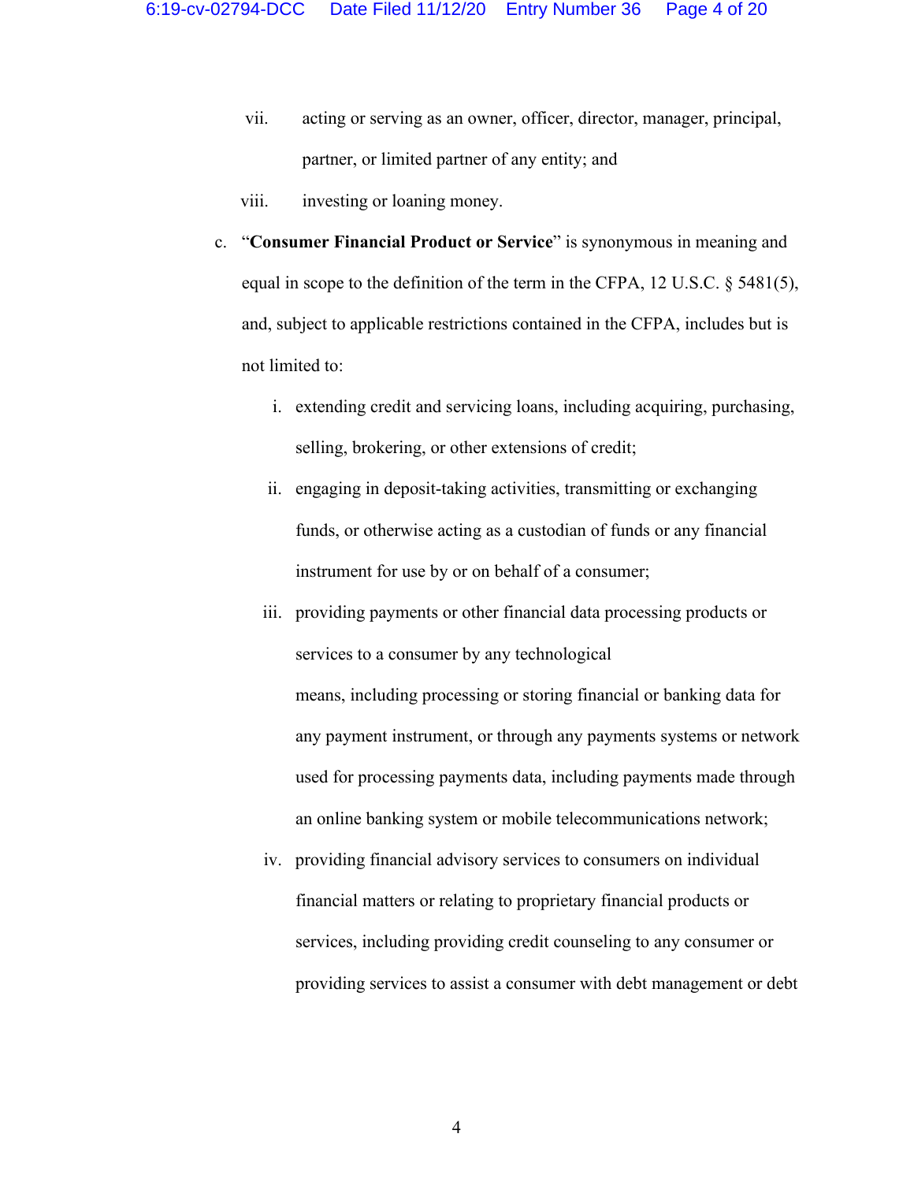vii. acting or serving as an owner, officer, director, manager, principal, partner, or limited partner of any entity; and

viii. investing or loaning money.

c. "**Consumer Financial Product or Service**" is synonymous in meaning and equal in scope to the definition of the term in the CFPA, 12 U.S.C. § 5481(5), and, subject to applicable restrictions contained in the CFPA, includes but is not limited to:

   i. extending credit and servicing loans, including acquiring, purchasing, selling, brokering, or other extensions of credit;

   ii. engaging in deposit-taking activities, transmitting or exchanging funds, or otherwise acting as a custodian of funds or any financial instrument for use by or on behalf of a consumer;

   iii. providing payments or other financial data processing products or services to a consumer by any technological means, including processing or storing financial or banking data for any payment instrument, or through any payments systems or network used for processing payments data, including payments made through an online banking system or mobile telecommunications network;

   iv. providing financial advisory services to consumers on individual financial matters or relating to proprietary financial products or services, including providing credit counseling to any consumer or providing services to assist a consumer with debt management or debt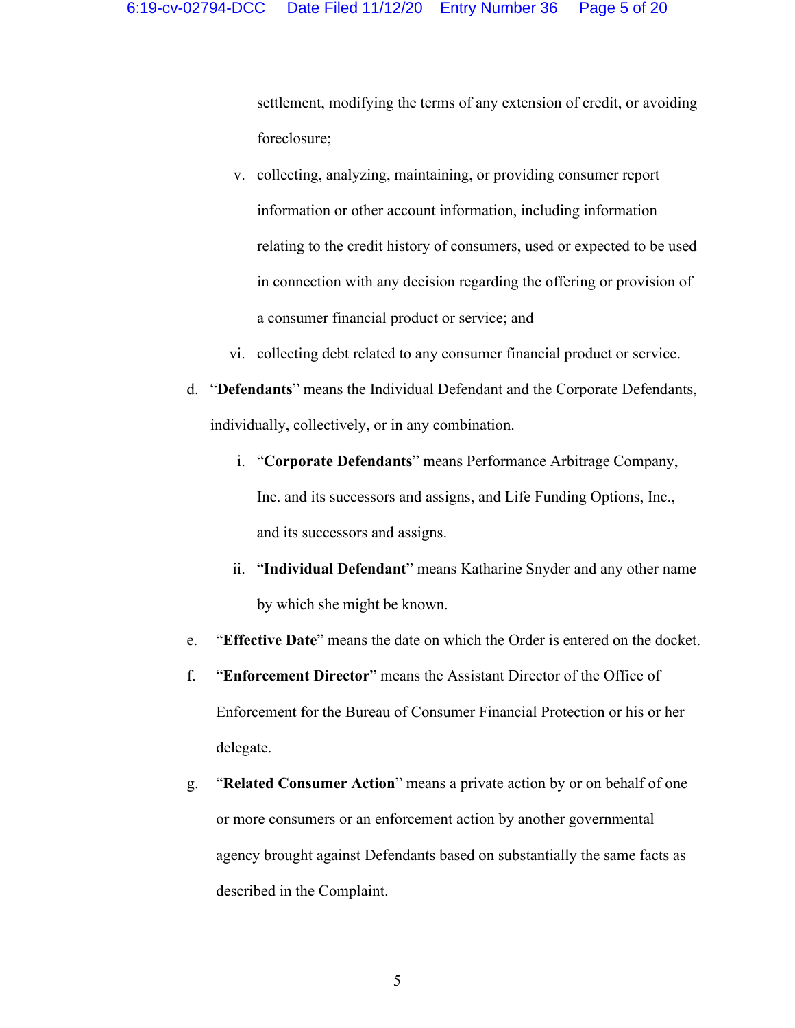settlement, modifying the terms of any extension of credit, or avoiding foreclosure;

v. collecting, analyzing, maintaining, or providing consumer report information or other account information, including information relating to the credit history of consumers, used or expected to be used in connection with any decision regarding the offering or provision of a consumer financial product or service; and

vi. collecting debt related to any consumer financial product or service.

d. "**Defendants**" means the Individual Defendant and the Corporate Defendants, individually, collectively, or in any combination.

i. "**Corporate Defendants**" means Performance Arbitrage Company, Inc. and its successors and assigns, and Life Funding Options, Inc., and its successors and assigns.

ii. "**Individual Defendant**" means Katharine Snyder and any other name by which she might be known.

e. "**Effective Date**" means the date on which the Order is entered on the docket.

f. "**Enforcement Director**" means the Assistant Director of the Office of Enforcement for the Bureau of Consumer Financial Protection or his or her delegate.

g. "**Related Consumer Action**" means a private action by or on behalf of one or more consumers or an enforcement action by another governmental agency brought against Defendants based on substantially the same facts as described in the Complaint.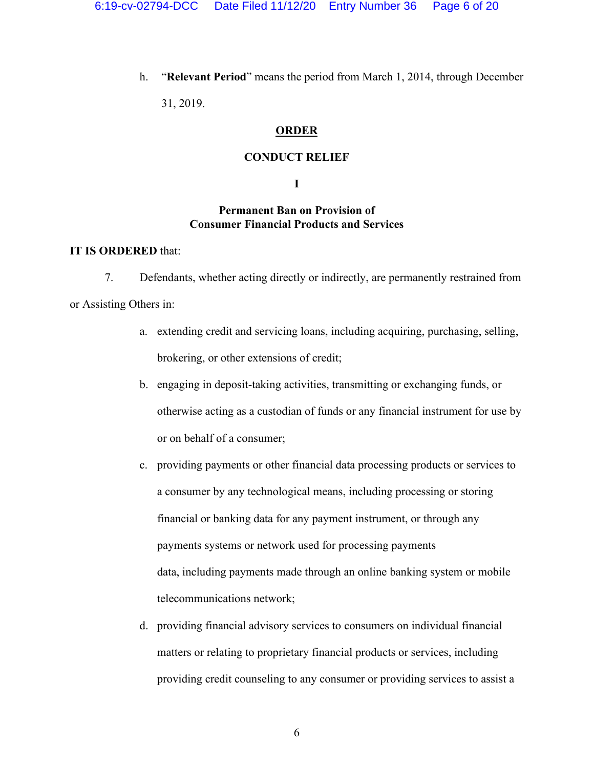h. "**Relevant Period**" means the period from March 1, 2014, through December 31, 2019.

## ORDER

### CONDUCT RELIEF

### I

### Permanent Ban on Provision of Consumer Financial Products and Services

**IT IS ORDERED** that:

7. Defendants, whether acting directly or indirectly, are permanently restrained from or Assisting Others in:

   a. extending credit and servicing loans, including acquiring, purchasing, selling, brokering, or other extensions of credit;

   b. engaging in deposit-taking activities, transmitting or exchanging funds, or otherwise acting as a custodian of funds or any financial instrument for use by or on behalf of a consumer;

   c. providing payments or other financial data processing products or services to a consumer by any technological means, including processing or storing financial or banking data for any payment instrument, or through any payments systems or network used for processing payments data, including payments made through an online banking system or mobile telecommunications network;

   d. providing financial advisory services to consumers on individual financial matters or relating to proprietary financial products or services, including providing credit counseling to any consumer or providing services to assist a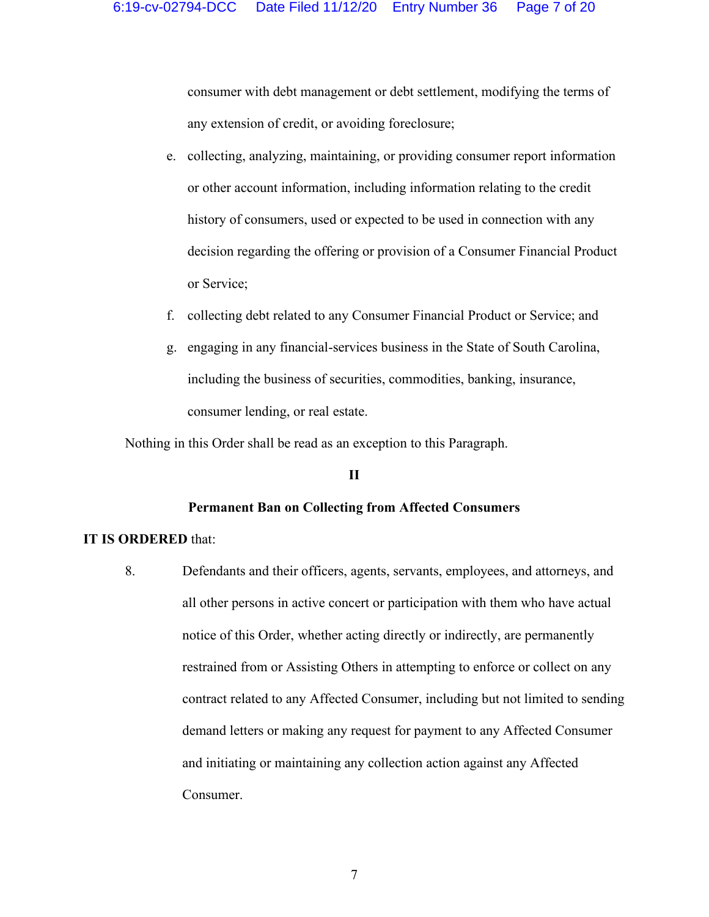consumer with debt management or debt settlement, modifying the terms of any extension of credit, or avoiding foreclosure;

e. collecting, analyzing, maintaining, or providing consumer report information or other account information, including information relating to the credit history of consumers, used or expected to be used in connection with any decision regarding the offering or provision of a Consumer Financial Product or Service;

f. collecting debt related to any Consumer Financial Product or Service; and

g. engaging in any financial-services business in the State of South Carolina, including the business of securities, commodities, banking, insurance, consumer lending, or real estate.

Nothing in this Order shall be read as an exception to this Paragraph.

**II**

**Permanent Ban on Collecting from Affected Consumers**

**IT IS ORDERED** that:

8. Defendants and their officers, agents, servants, employees, and attorneys, and all other persons in active concert or participation with them who have actual notice of this Order, whether acting directly or indirectly, are permanently restrained from or Assisting Others in attempting to enforce or collect on any contract related to any Affected Consumer, including but not limited to sending demand letters or making any request for payment to any Affected Consumer and initiating or maintaining any collection action against any Affected Consumer.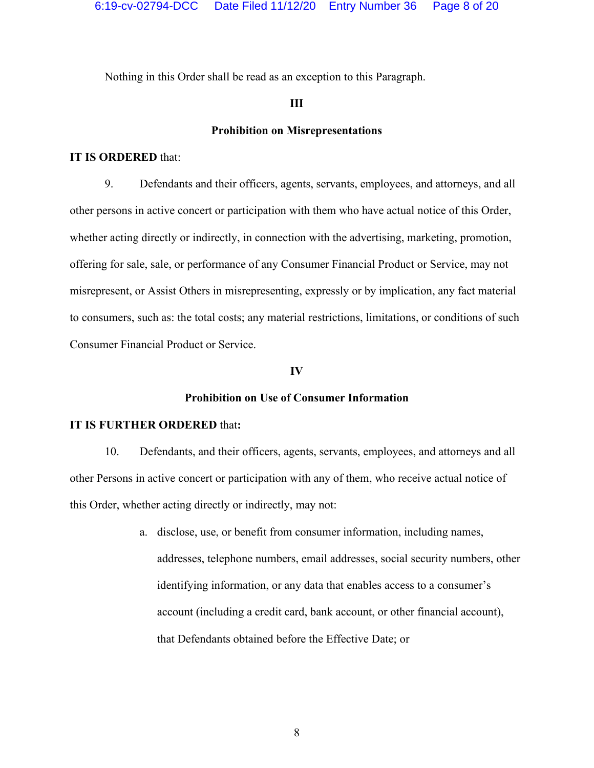Nothing in this Order shall be read as an exception to this Paragraph.

## III

## Prohibition on Misrepresentations

**IT IS ORDERED** that:

9. Defendants and their officers, agents, servants, employees, and attorneys, and all other persons in active concert or participation with them who have actual notice of this Order, whether acting directly or indirectly, in connection with the advertising, marketing, promotion, offering for sale, sale, or performance of any Consumer Financial Product or Service, may not misrepresent, or Assist Others in misrepresenting, expressly or by implication, any fact material to consumers, such as: the total costs; any material restrictions, limitations, or conditions of such Consumer Financial Product or Service.

## IV

## Prohibition on Use of Consumer Information

**IT IS FURTHER ORDERED** that**:**

10. Defendants, and their officers, agents, servants, employees, and attorneys and all other Persons in active concert or participation with any of them, who receive actual notice of this Order, whether acting directly or indirectly, may not:

   a. disclose, use, or benefit from consumer information, including names, addresses, telephone numbers, email addresses, social security numbers, other identifying information, or any data that enables access to a consumer's account (including a credit card, bank account, or other financial account), that Defendants obtained before the Effective Date; or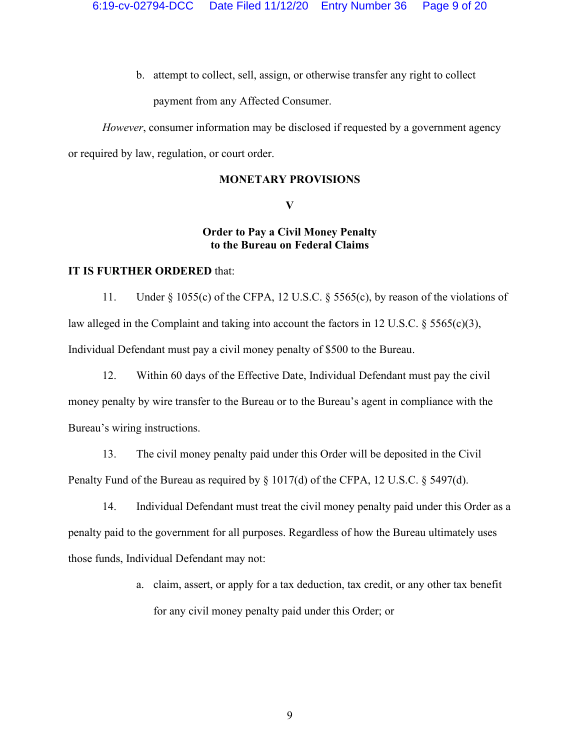b. attempt to collect, sell, assign, or otherwise transfer any right to collect payment from any Affected Consumer.

*However*, consumer information may be disclosed if requested by a government agency or required by law, regulation, or court order.

## MONETARY PROVISIONS

### V

### Order to Pay a Civil Money Penalty to the Bureau on Federal Claims

**IT IS FURTHER ORDERED** that:

11. Under § 1055(c) of the CFPA, 12 U.S.C. § 5565(c), by reason of the violations of law alleged in the Complaint and taking into account the factors in 12 U.S.C. § 5565(c)(3), Individual Defendant must pay a civil money penalty of $500 to the Bureau.

12. Within 60 days of the Effective Date, Individual Defendant must pay the civil money penalty by wire transfer to the Bureau or to the Bureau's agent in compliance with the Bureau's wiring instructions.

13. The civil money penalty paid under this Order will be deposited in the Civil Penalty Fund of the Bureau as required by § 1017(d) of the CFPA, 12 U.S.C. § 5497(d).

14. Individual Defendant must treat the civil money penalty paid under this Order as a penalty paid to the government for all purposes. Regardless of how the Bureau ultimately uses those funds, Individual Defendant may not:

a. claim, assert, or apply for a tax deduction, tax credit, or any other tax benefit for any civil money penalty paid under this Order; or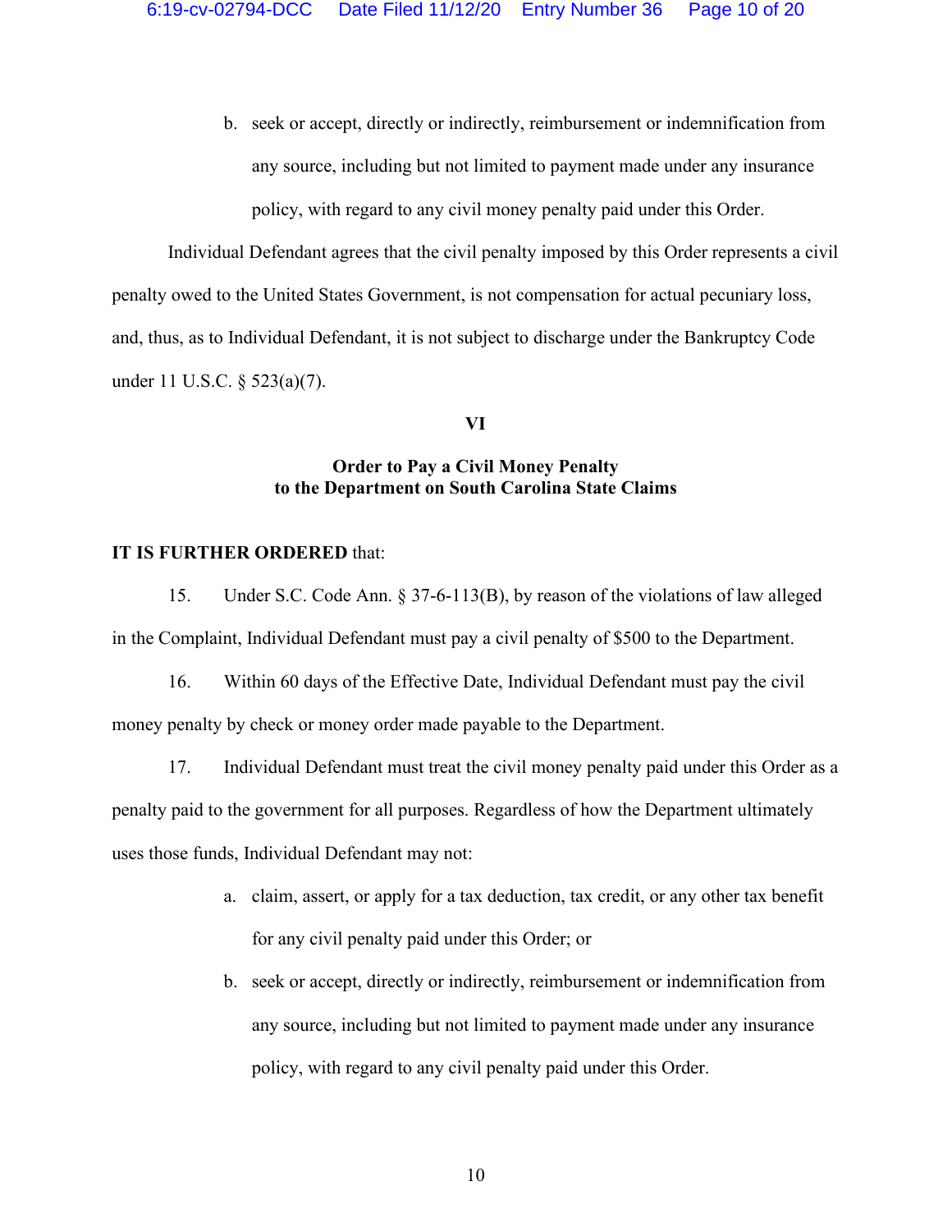b. seek or accept, directly or indirectly, reimbursement or indemnification from any source, including but not limited to payment made under any insurance policy, with regard to any civil money penalty paid under this Order.

Individual Defendant agrees that the civil penalty imposed by this Order represents a civil penalty owed to the United States Government, is not compensation for actual pecuniary loss, and, thus, as to Individual Defendant, it is not subject to discharge under the Bankruptcy Code under 11 U.S.C. § 523(a)(7).

**VI**

**Order to Pay a Civil Money Penalty to the Department on South Carolina State Claims**

**IT IS FURTHER ORDERED** that:

15. Under S.C. Code Ann. § 37-6-113(B), by reason of the violations of law alleged in the Complaint, Individual Defendant must pay a civil penalty of $500 to the Department.

16. Within 60 days of the Effective Date, Individual Defendant must pay the civil money penalty by check or money order made payable to the Department.

17. Individual Defendant must treat the civil money penalty paid under this Order as a penalty paid to the government for all purposes. Regardless of how the Department ultimately uses those funds, Individual Defendant may not:

a. claim, assert, or apply for a tax deduction, tax credit, or any other tax benefit for any civil penalty paid under this Order; or

b. seek or accept, directly or indirectly, reimbursement or indemnification from any source, including but not limited to payment made under any insurance policy, with regard to any civil penalty paid under this Order.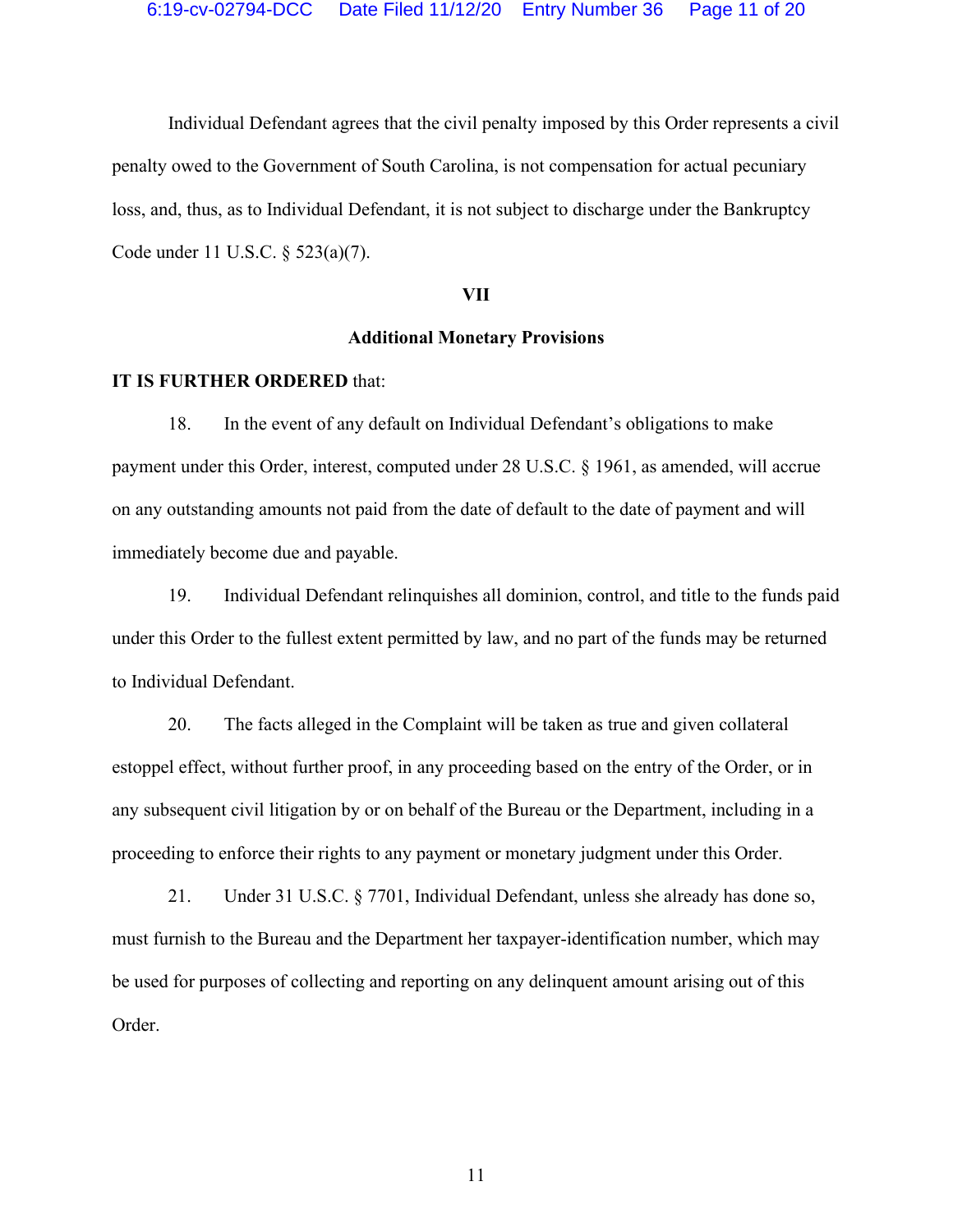Individual Defendant agrees that the civil penalty imposed by this Order represents a civil penalty owed to the Government of South Carolina, is not compensation for actual pecuniary loss, and, thus, as to Individual Defendant, it is not subject to discharge under the Bankruptcy Code under 11 U.S.C. § 523(a)(7).

## VII

## Additional Monetary Provisions

**IT IS FURTHER ORDERED** that:

18. In the event of any default on Individual Defendant's obligations to make payment under this Order, interest, computed under 28 U.S.C. § 1961, as amended, will accrue on any outstanding amounts not paid from the date of default to the date of payment and will immediately become due and payable.

19. Individual Defendant relinquishes all dominion, control, and title to the funds paid under this Order to the fullest extent permitted by law, and no part of the funds may be returned to Individual Defendant.

20. The facts alleged in the Complaint will be taken as true and given collateral estoppel effect, without further proof, in any proceeding based on the entry of the Order, or in any subsequent civil litigation by or on behalf of the Bureau or the Department, including in a proceeding to enforce their rights to any payment or monetary judgment under this Order.

21. Under 31 U.S.C. § 7701, Individual Defendant, unless she already has done so, must furnish to the Bureau and the Department her taxpayer-identification number, which may be used for purposes of collecting and reporting on any delinquent amount arising out of this Order.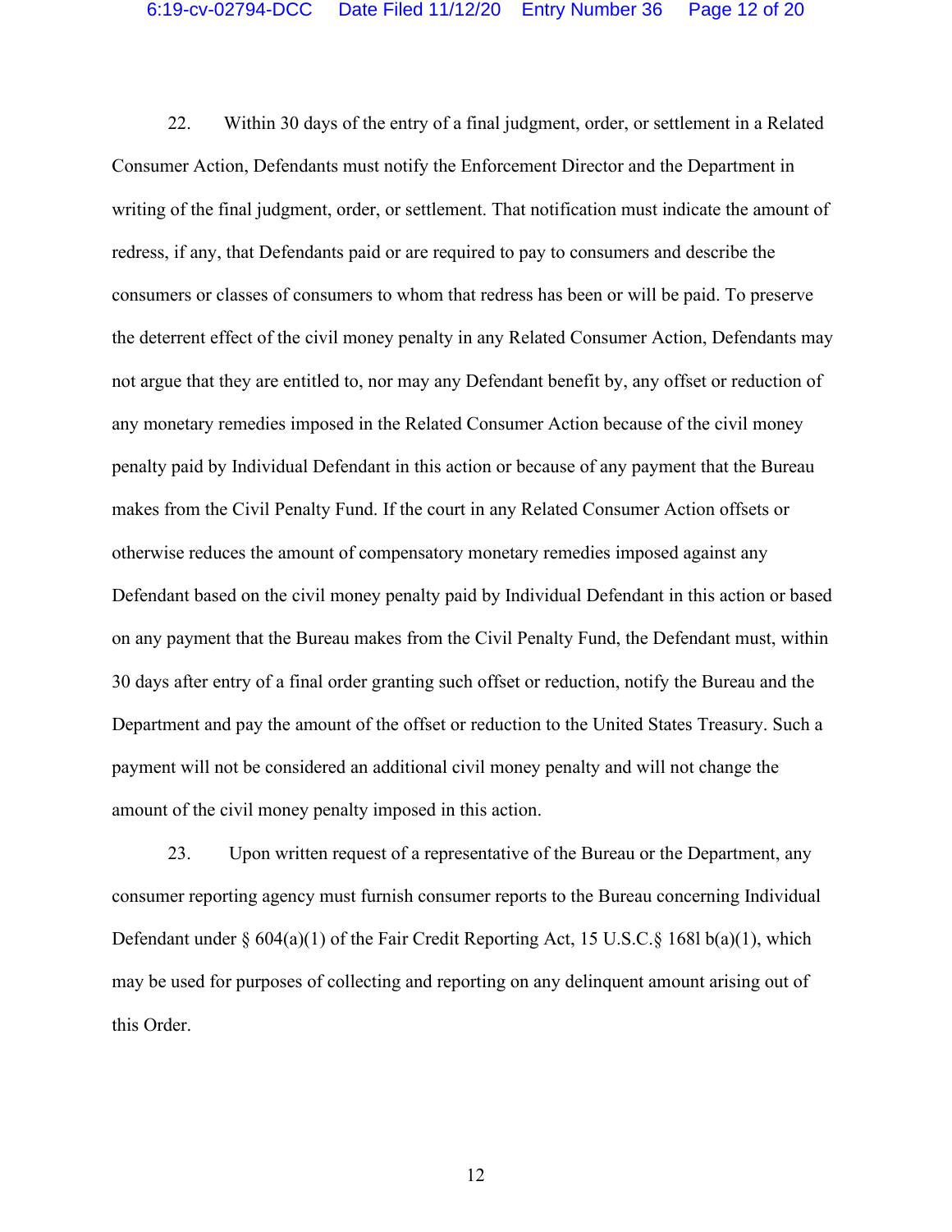22. Within 30 days of the entry of a final judgment, order, or settlement in a Related Consumer Action, Defendants must notify the Enforcement Director and the Department in writing of the final judgment, order, or settlement. That notification must indicate the amount of redress, if any, that Defendants paid or are required to pay to consumers and describe the consumers or classes of consumers to whom that redress has been or will be paid. To preserve the deterrent effect of the civil money penalty in any Related Consumer Action, Defendants may not argue that they are entitled to, nor may any Defendant benefit by, any offset or reduction of any monetary remedies imposed in the Related Consumer Action because of the civil money penalty paid by Individual Defendant in this action or because of any payment that the Bureau makes from the Civil Penalty Fund. If the court in any Related Consumer Action offsets or otherwise reduces the amount of compensatory monetary remedies imposed against any Defendant based on the civil money penalty paid by Individual Defendant in this action or based on any payment that the Bureau makes from the Civil Penalty Fund, the Defendant must, within 30 days after entry of a final order granting such offset or reduction, notify the Bureau and the Department and pay the amount of the offset or reduction to the United States Treasury. Such a payment will not be considered an additional civil money penalty and will not change the amount of the civil money penalty imposed in this action.

23. Upon written request of a representative of the Bureau or the Department, any consumer reporting agency must furnish consumer reports to the Bureau concerning Individual Defendant under § 604(a)(1) of the Fair Credit Reporting Act, 15 U.S.C.§ 1681 b(a)(1), which may be used for purposes of collecting and reporting on any delinquent amount arising out of this Order.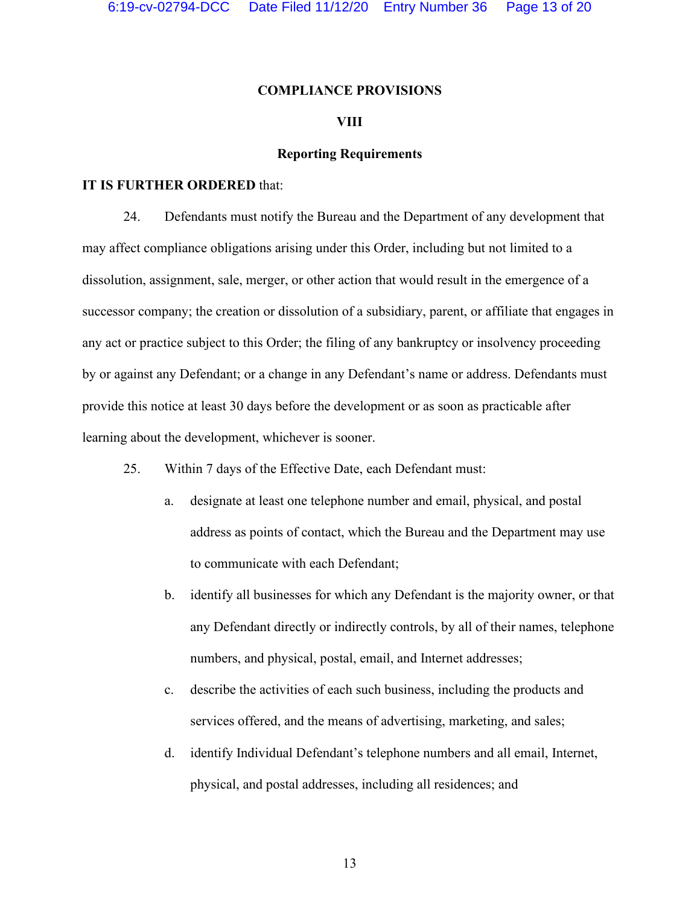## COMPLIANCE PROVISIONS

### VIII

### Reporting Requirements

**IT IS FURTHER ORDERED** that:

24. Defendants must notify the Bureau and the Department of any development that may affect compliance obligations arising under this Order, including but not limited to a dissolution, assignment, sale, merger, or other action that would result in the emergence of a successor company; the creation or dissolution of a subsidiary, parent, or affiliate that engages in any act or practice subject to this Order; the filing of any bankruptcy or insolvency proceeding by or against any Defendant; or a change in any Defendant's name or address. Defendants must provide this notice at least 30 days before the development or as soon as practicable after learning about the development, whichever is sooner.

25. Within 7 days of the Effective Date, each Defendant must:

   a. designate at least one telephone number and email, physical, and postal address as points of contact, which the Bureau and the Department may use to communicate with each Defendant;

   b. identify all businesses for which any Defendant is the majority owner, or that any Defendant directly or indirectly controls, by all of their names, telephone numbers, and physical, postal, email, and Internet addresses;

   c. describe the activities of each such business, including the products and services offered, and the means of advertising, marketing, and sales;

   d. identify Individual Defendant's telephone numbers and all email, Internet, physical, and postal addresses, including all residences; and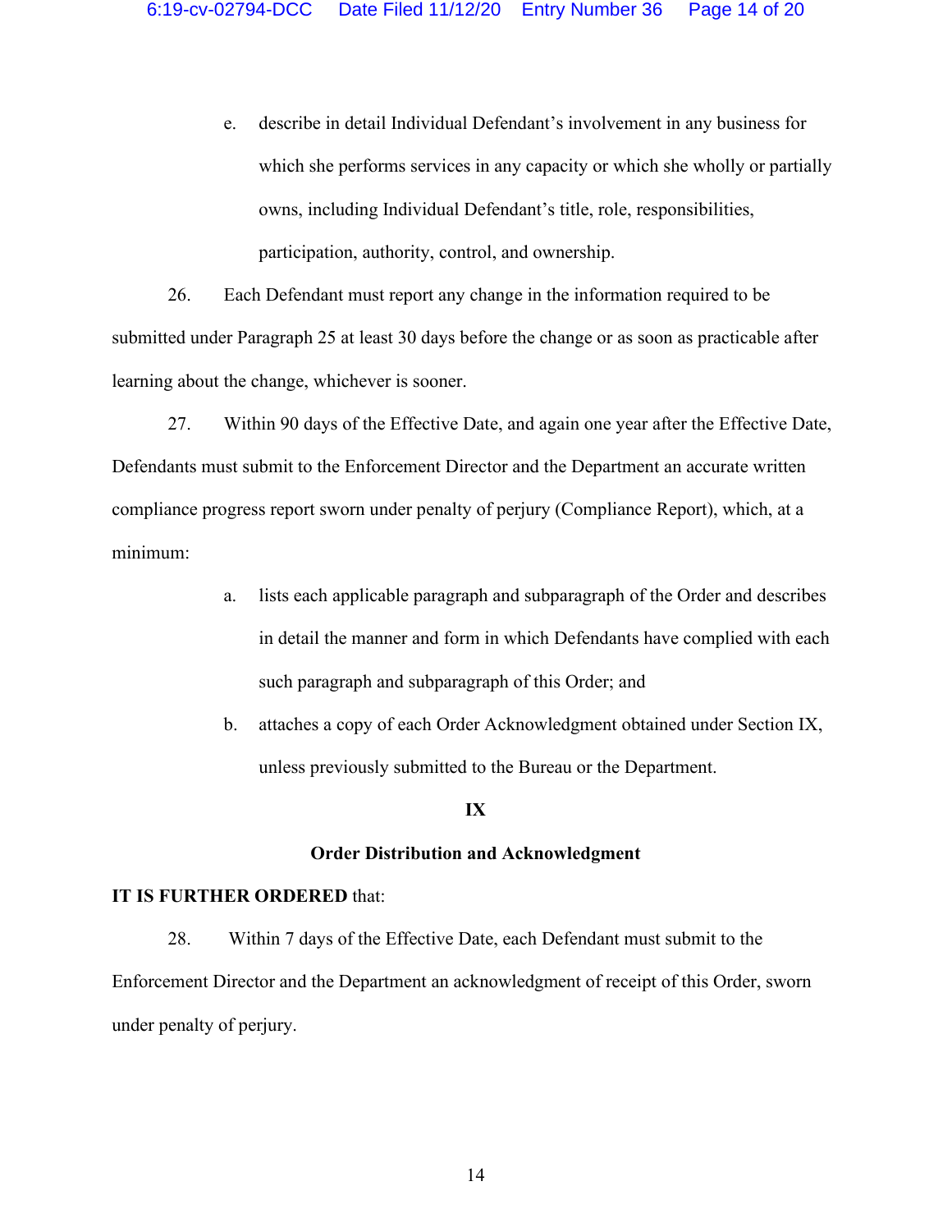e. describe in detail Individual Defendant's involvement in any business for which she performs services in any capacity or which she wholly or partially owns, including Individual Defendant's title, role, responsibilities, participation, authority, control, and ownership.

26. Each Defendant must report any change in the information required to be submitted under Paragraph 25 at least 30 days before the change or as soon as practicable after learning about the change, whichever is sooner.

27. Within 90 days of the Effective Date, and again one year after the Effective Date, Defendants must submit to the Enforcement Director and the Department an accurate written compliance progress report sworn under penalty of perjury (Compliance Report), which, at a minimum:

a. lists each applicable paragraph and subparagraph of the Order and describes in detail the manner and form in which Defendants have complied with each such paragraph and subparagraph of this Order; and

b. attaches a copy of each Order Acknowledgment obtained under Section IX, unless previously submitted to the Bureau or the Department.

**IX**

**Order Distribution and Acknowledgment**

**IT IS FURTHER ORDERED** that:

28. Within 7 days of the Effective Date, each Defendant must submit to the Enforcement Director and the Department an acknowledgment of receipt of this Order, sworn under penalty of perjury.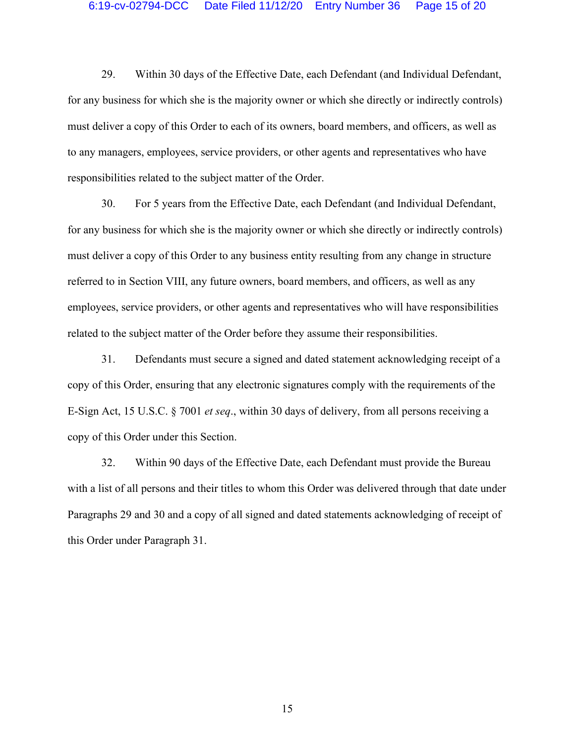29. Within 30 days of the Effective Date, each Defendant (and Individual Defendant, for any business for which she is the majority owner or which she directly or indirectly controls) must deliver a copy of this Order to each of its owners, board members, and officers, as well as to any managers, employees, service providers, or other agents and representatives who have responsibilities related to the subject matter of the Order.

30. For 5 years from the Effective Date, each Defendant (and Individual Defendant, for any business for which she is the majority owner or which she directly or indirectly controls) must deliver a copy of this Order to any business entity resulting from any change in structure referred to in Section VIII, any future owners, board members, and officers, as well as any employees, service providers, or other agents and representatives who will have responsibilities related to the subject matter of the Order before they assume their responsibilities.

31. Defendants must secure a signed and dated statement acknowledging receipt of a copy of this Order, ensuring that any electronic signatures comply with the requirements of the E-Sign Act, 15 U.S.C. § 7001 *et seq*., within 30 days of delivery, from all persons receiving a copy of this Order under this Section.

32. Within 90 days of the Effective Date, each Defendant must provide the Bureau with a list of all persons and their titles to whom this Order was delivered through that date under Paragraphs 29 and 30 and a copy of all signed and dated statements acknowledging of receipt of this Order under Paragraph 31.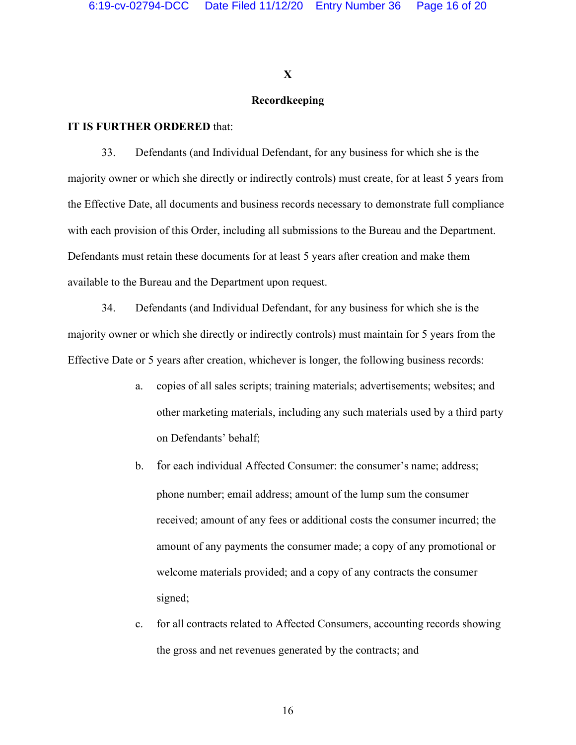## X

## Recordkeeping

**IT IS FURTHER ORDERED** that:

33. Defendants (and Individual Defendant, for any business for which she is the majority owner or which she directly or indirectly controls) must create, for at least 5 years from the Effective Date, all documents and business records necessary to demonstrate full compliance with each provision of this Order, including all submissions to the Bureau and the Department. Defendants must retain these documents for at least 5 years after creation and make them available to the Bureau and the Department upon request.

34. Defendants (and Individual Defendant, for any business for which she is the majority owner or which she directly or indirectly controls) must maintain for 5 years from the Effective Date or 5 years after creation, whichever is longer, the following business records:

   a. copies of all sales scripts; training materials; advertisements; websites; and other marketing materials, including any such materials used by a third party on Defendants' behalf;

   b. for each individual Affected Consumer: the consumer's name; address; phone number; email address; amount of the lump sum the consumer received; amount of any fees or additional costs the consumer incurred; the amount of any payments the consumer made; a copy of any promotional or welcome materials provided; and a copy of any contracts the consumer signed;

   c. for all contracts related to Affected Consumers, accounting records showing the gross and net revenues generated by the contracts; and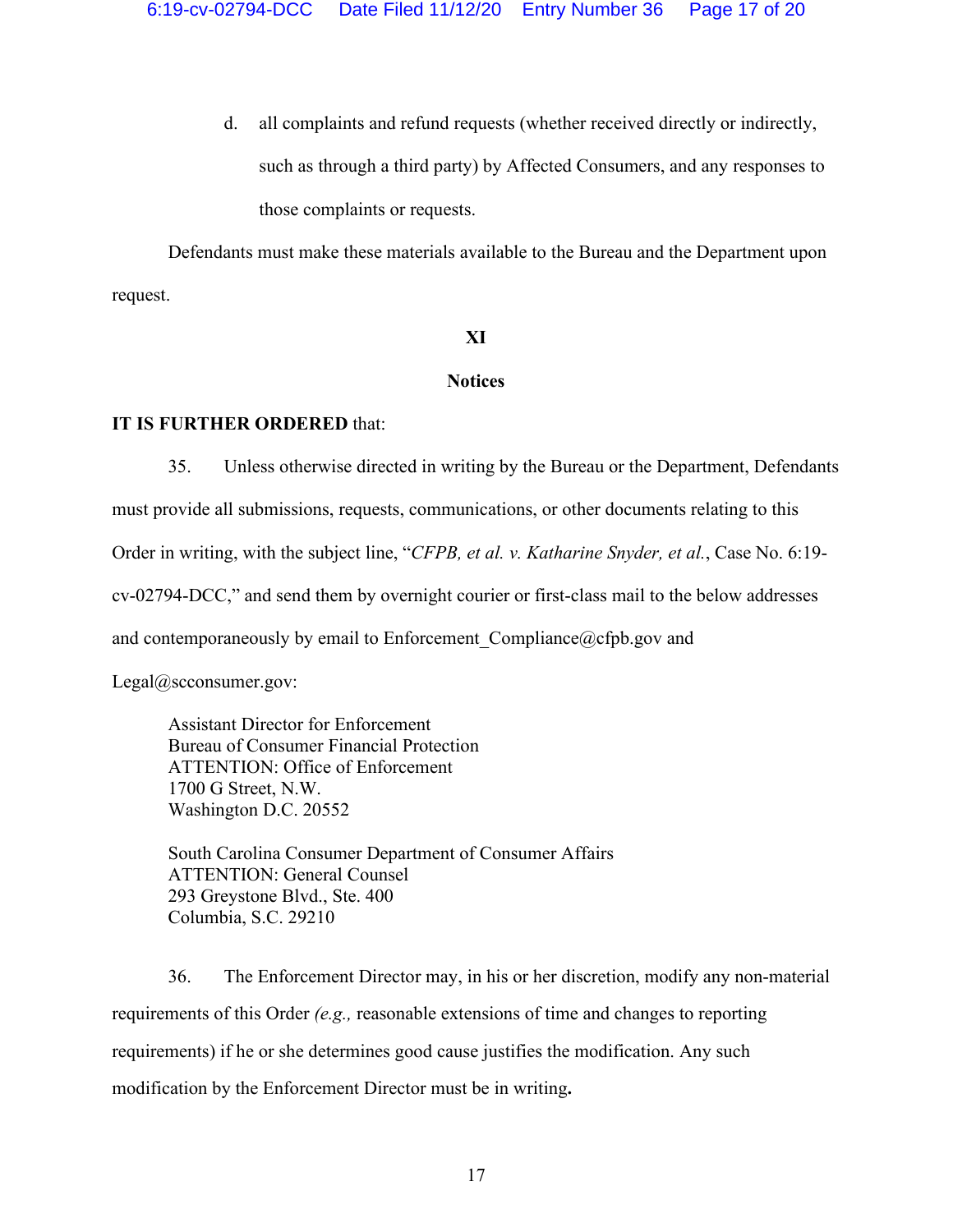d. all complaints and refund requests (whether received directly or indirectly, such as through a third party) by Affected Consumers, and any responses to those complaints or requests.

Defendants must make these materials available to the Bureau and the Department upon request.

## XI

## Notices

**IT IS FURTHER ORDERED** that:

35. Unless otherwise directed in writing by the Bureau or the Department, Defendants must provide all submissions, requests, communications, or other documents relating to this Order in writing, with the subject line, "*CFPB, et al. v. Katharine Snyder, et al.*, Case No. 6:19-cv-02794-DCC," and send them by overnight courier or first-class mail to the below addresses and contemporaneously by email to Enforcement_Compliance@cfpb.gov and Legal@scconsumer.gov:

Assistant Director for Enforcement
Bureau of Consumer Financial Protection
ATTENTION: Office of Enforcement
1700 G Street, N.W.
Washington D.C. 20552

South Carolina Consumer Department of Consumer Affairs
ATTENTION: General Counsel
293 Greystone Blvd., Ste. 400
Columbia, S.C. 29210

36. The Enforcement Director may, in his or her discretion, modify any non-material requirements of this Order *(e.g.,* reasonable extensions of time and changes to reporting requirements) if he or she determines good cause justifies the modification. Any such modification by the Enforcement Director must be in writing.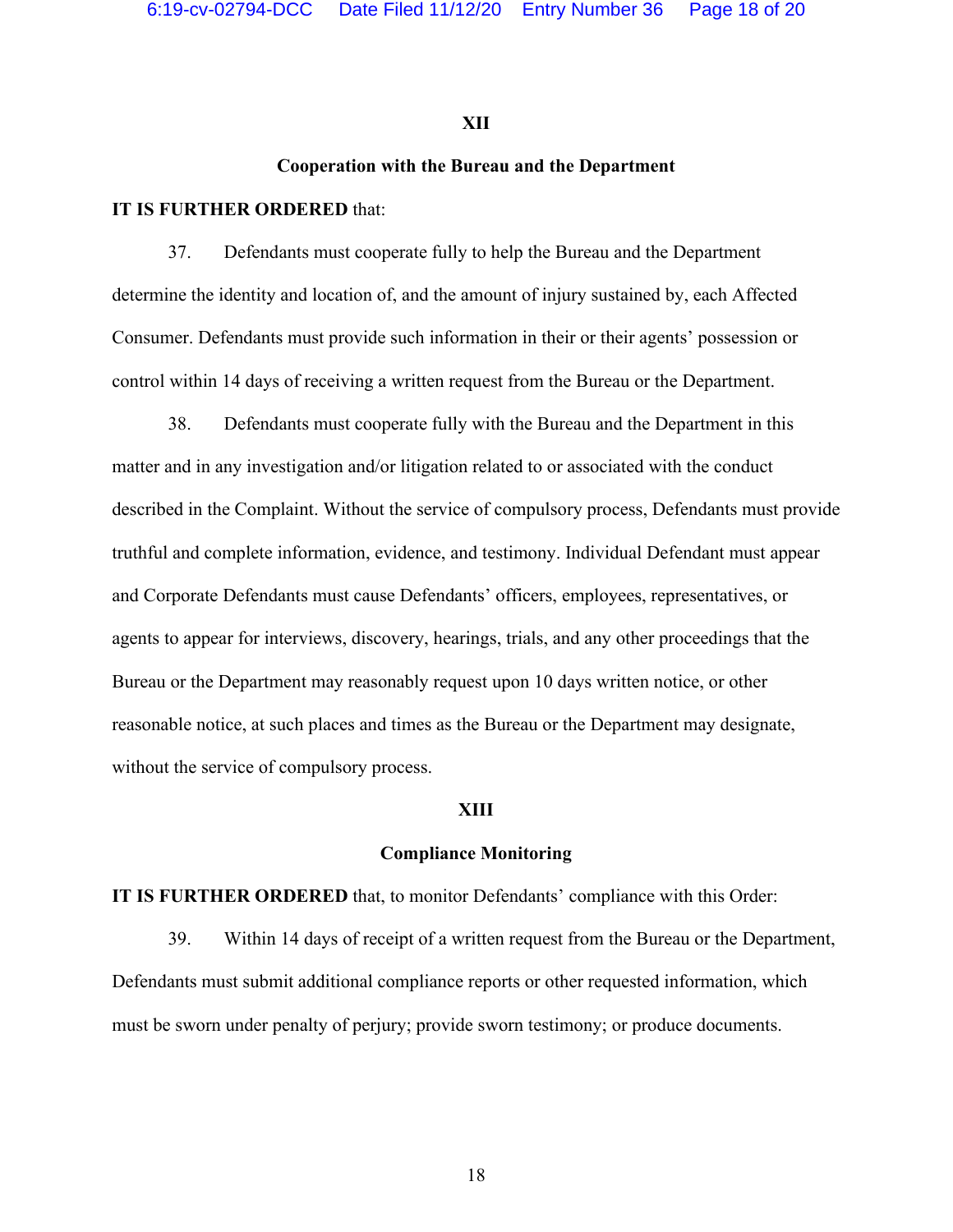## XII

## Cooperation with the Bureau and the Department

**IT IS FURTHER ORDERED** that:

37. Defendants must cooperate fully to help the Bureau and the Department determine the identity and location of, and the amount of injury sustained by, each Affected Consumer. Defendants must provide such information in their or their agents' possession or control within 14 days of receiving a written request from the Bureau or the Department.

38. Defendants must cooperate fully with the Bureau and the Department in this matter and in any investigation and/or litigation related to or associated with the conduct described in the Complaint. Without the service of compulsory process, Defendants must provide truthful and complete information, evidence, and testimony. Individual Defendant must appear and Corporate Defendants must cause Defendants' officers, employees, representatives, or agents to appear for interviews, discovery, hearings, trials, and any other proceedings that the Bureau or the Department may reasonably request upon 10 days written notice, or other reasonable notice, at such places and times as the Bureau or the Department may designate, without the service of compulsory process.

## XIII

## Compliance Monitoring

**IT IS FURTHER ORDERED** that, to monitor Defendants' compliance with this Order:

39. Within 14 days of receipt of a written request from the Bureau or the Department, Defendants must submit additional compliance reports or other requested information, which must be sworn under penalty of perjury; provide sworn testimony; or produce documents.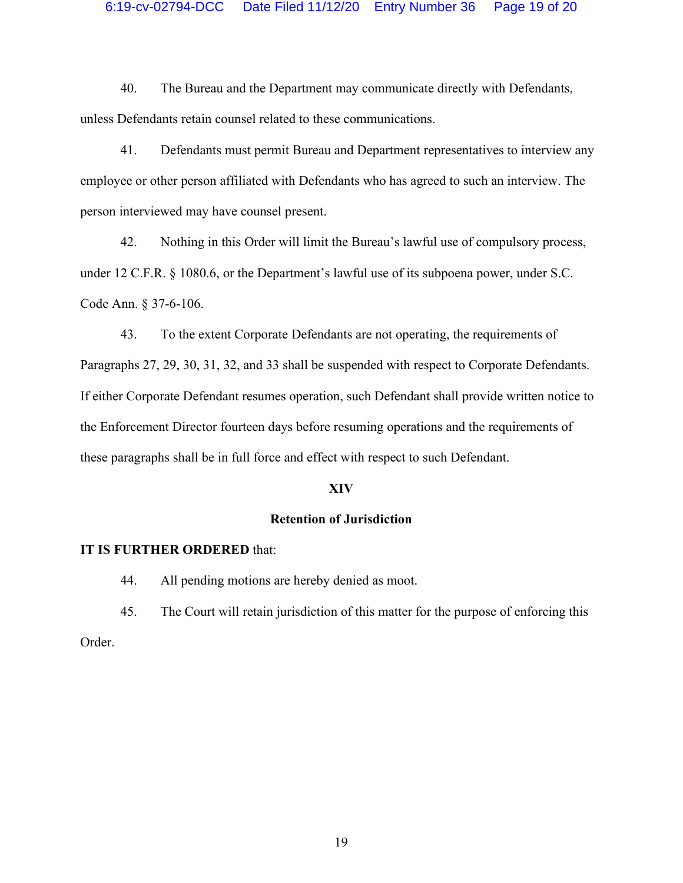40. The Bureau and the Department may communicate directly with Defendants, unless Defendants retain counsel related to these communications.

41. Defendants must permit Bureau and Department representatives to interview any employee or other person affiliated with Defendants who has agreed to such an interview. The person interviewed may have counsel present.

42. Nothing in this Order will limit the Bureau's lawful use of compulsory process, under 12 C.F.R. § 1080.6, or the Department's lawful use of its subpoena power, under S.C. Code Ann. § 37-6-106.

43. To the extent Corporate Defendants are not operating, the requirements of Paragraphs 27, 29, 30, 31, 32, and 33 shall be suspended with respect to Corporate Defendants. If either Corporate Defendant resumes operation, such Defendant shall provide written notice to the Enforcement Director fourteen days before resuming operations and the requirements of these paragraphs shall be in full force and effect with respect to such Defendant.

## XIV

## Retention of Jurisdiction

**IT IS FURTHER ORDERED** that:

44. All pending motions are hereby denied as moot.

45. The Court will retain jurisdiction of this matter for the purpose of enforcing this Order.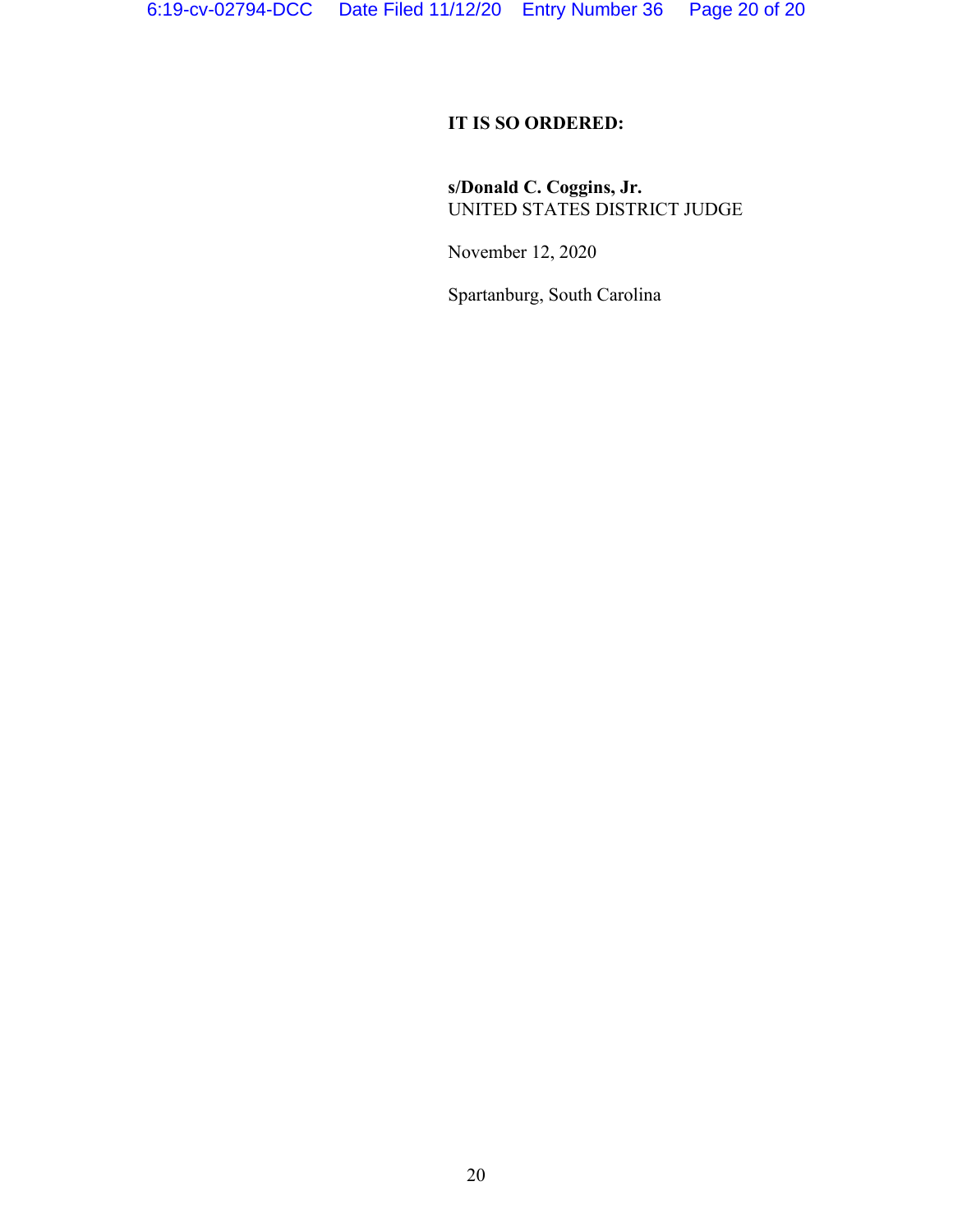**IT IS SO ORDERED:**

**s/Donald C. Coggins, Jr.**
UNITED STATES DISTRICT JUDGE

November 12, 2020

Spartanburg, South Carolina